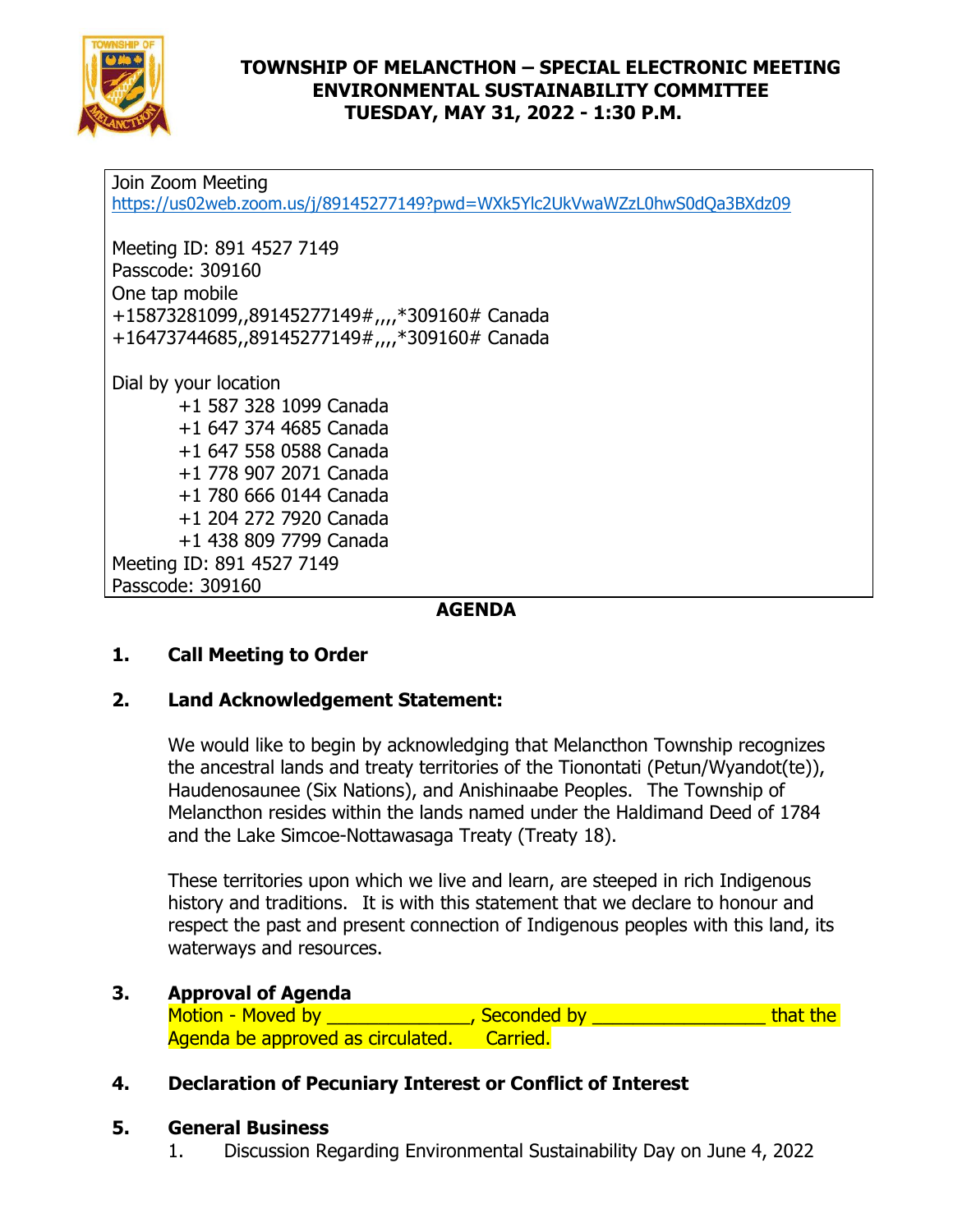# TOWNSHIP OF MELANCTHON – SPECIAL ELECTRONIC MEETING
## ENVIRONMENTAL SUSTAINABILITY COMMITTEE
## TUESDAY, MAY 31, 2022 - 1:30 P.M.

Join Zoom Meeting
https://us02web.zoom.us/j/89145277149?pwd=WXk5Ylc2UkVwaWZzL0hwS0dQa3BXdz09

Meeting ID: 891 4527 7149
Passcode: 309160
One tap mobile
+15873281099,,89145277149#,,,,*309160# Canada
+16473744685,,89145277149#,,,,*309160# Canada

Dial by your location
+1 587 328 1099 Canada
+1 647 374 4685 Canada
+1 647 558 0588 Canada
+1 778 907 2071 Canada
+1 780 666 0144 Canada
+1 204 272 7920 Canada
+1 438 809 7799 Canada
Meeting ID: 891 4527 7149
Passcode: 309160

**AGENDA**

**1. Call Meeting to Order**

**2. Land Acknowledgement Statement:**

We would like to begin by acknowledging that Melancthon Township recognizes the ancestral lands and treaty territories of the Tionontati (Petun/Wyandot(te)), Haudenosaunee (Six Nations), and Anishinaabe Peoples. The Township of Melancthon resides within the lands named under the Haldimand Deed of 1784 and the Lake Simcoe-Nottawasaga Treaty (Treaty 18).

These territories upon which we live and learn, are steeped in rich Indigenous history and traditions. It is with this statement that we declare to honour and respect the past and present connection of Indigenous peoples with this land, its waterways and resources.

**3. Approval of Agenda**

Motion - Moved by _______________, Seconded by __________________ that the Agenda be approved as circulated. Carried.

**4. Declaration of Pecuniary Interest or Conflict of Interest**

**5. General Business**

1. Discussion Regarding Environmental Sustainability Day on June 4, 2022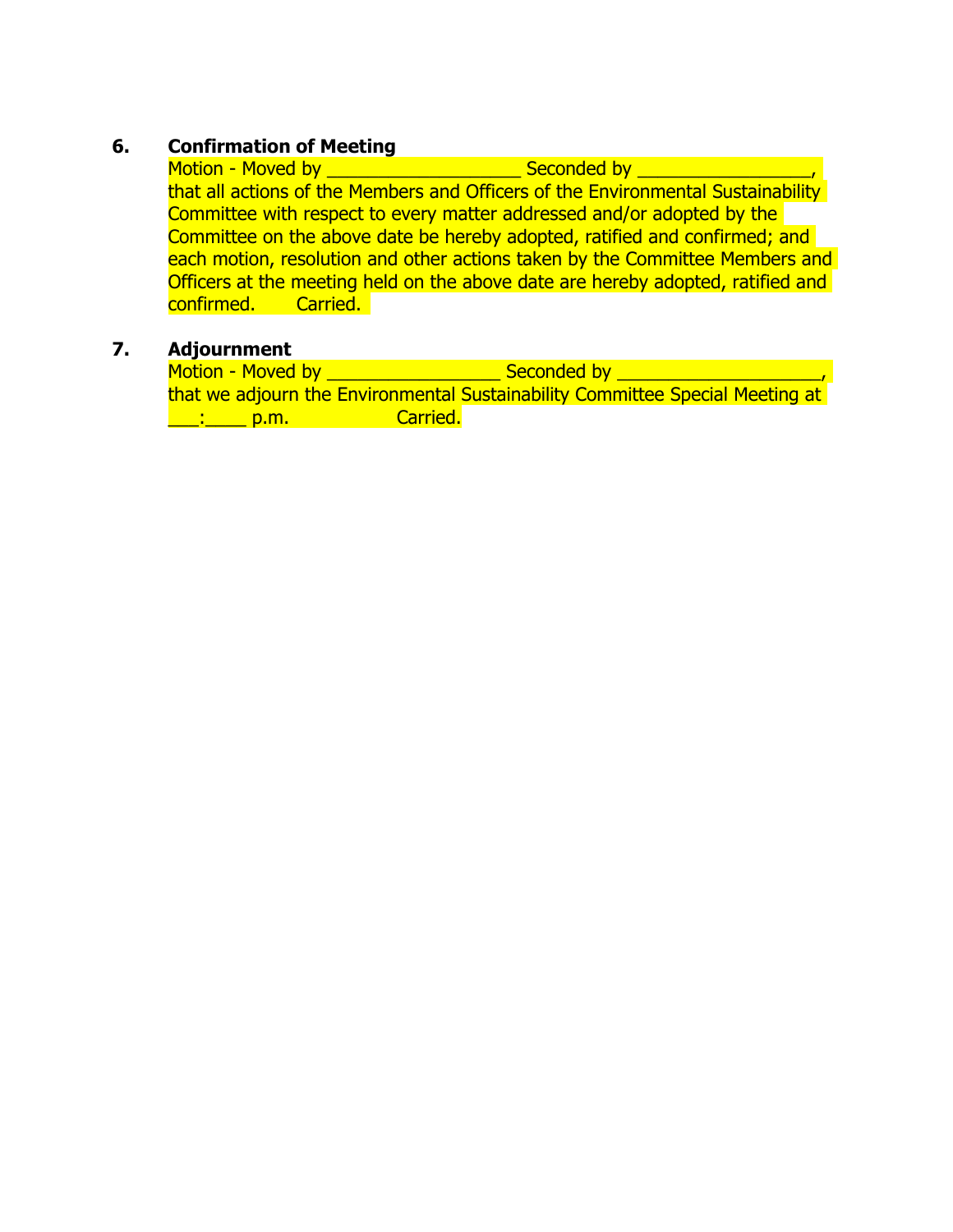6. **Confirmation of Meeting**

Motion - Moved by ___________________ Seconded by _________________, that all actions of the Members and Officers of the Environmental Sustainability Committee with respect to every matter addressed and/or adopted by the Committee on the above date be hereby adopted, ratified and confirmed; and each motion, resolution and other actions taken by the Committee Members and Officers at the meeting held on the above date are hereby adopted, ratified and confirmed. Carried.

7. **Adjournment**

Motion - Moved by _________________ Seconded by ____________________, that we adjourn the Environmental Sustainability Committee Special Meeting at ___:____ p.m. Carried.